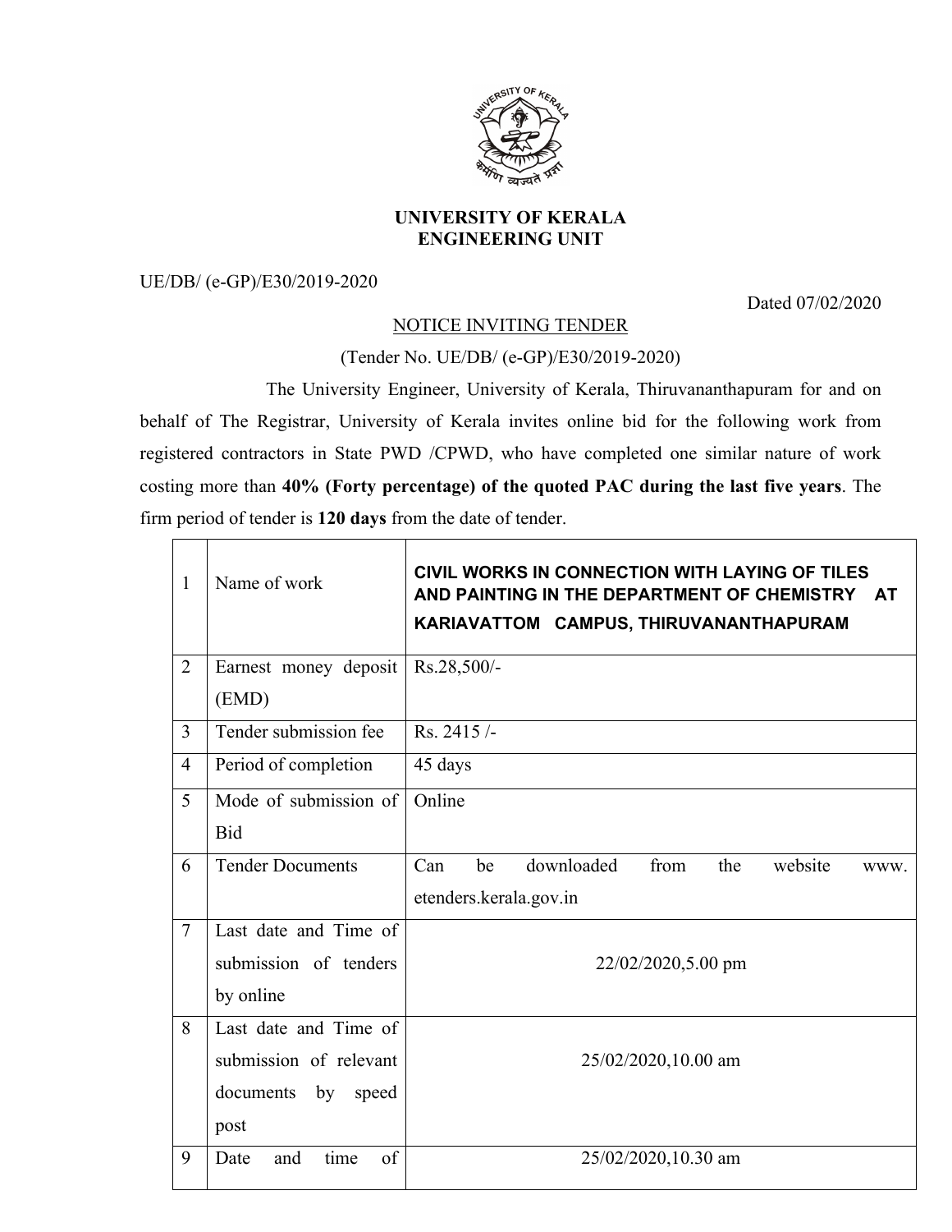# UNIVERSITY OF KERALA
## ENGINEERING UNIT

UE/DB/ (e-GP)/E30/2019-2020

Dated 07/02/2020

NOTICE INVITING TENDER

(Tender No. UE/DB/ (e-GP)/E30/2019-2020)

The University Engineer, University of Kerala, Thiruvananthapuram for and on behalf of The Registrar, University of Kerala invites online bid for the following work from registered contractors in State PWD /CPWD, who have completed one similar nature of work costing more than **40% (Forty percentage) of the quoted PAC during the last five years**. The firm period of tender is **120 days** from the date of tender.

| | | |
|---|---|---|
| 1 | Name of work | **CIVIL WORKS IN CONNECTION WITH LAYING OF TILES AND PAINTING IN THE DEPARTMENT OF CHEMISTRY AT KARIAVATTOM CAMPUS, THIRUVANANTHAPURAM** |
| 2 | Earnest money deposit (EMD) | Rs.28,500/- |
| 3 | Tender submission fee | Rs. 2415 /- |
| 4 | Period of completion | 45 days |
| 5 | Mode of submission of Bid | Online |
| 6 | Tender Documents | Can be downloaded from the website www. etenders.kerala.gov.in |
| 7 | Last date and Time of submission of tenders by online | 22/02/2020,5.00 pm |
| 8 | Last date and Time of submission of relevant documents by speed post | 25/02/2020,10.00 am |
| 9 | Date and time of | 25/02/2020,10.30 am |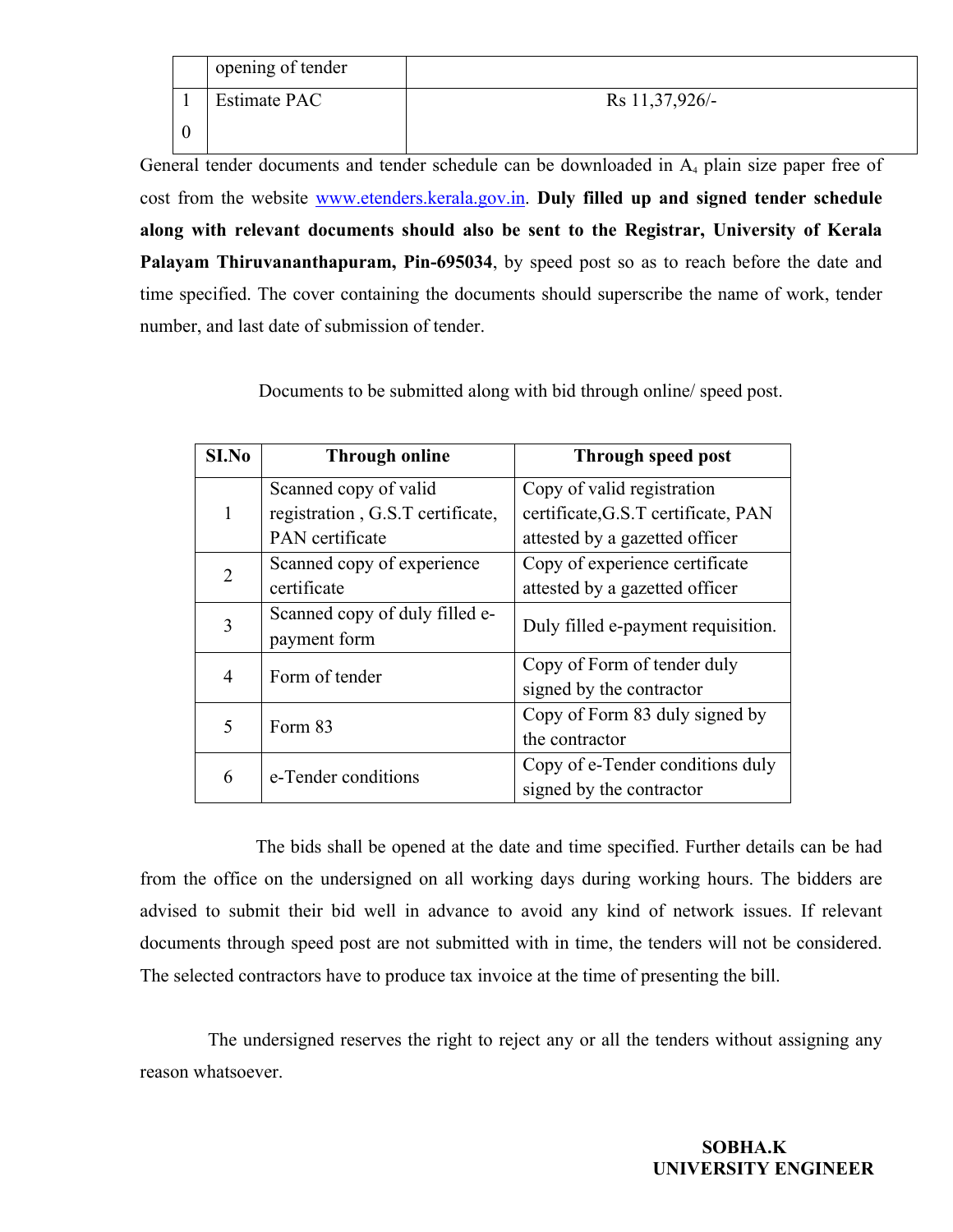| | opening of tender | |
|---|---|---|
| 10 | Estimate PAC | Rs 11,37,926/- |

General tender documents and tender schedule can be downloaded in $A_4$ plain size paper free of cost from the website www.etenders.kerala.gov.in. **Duly filled up and signed tender schedule along with relevant documents should also be sent to the Registrar, University of Kerala Palayam Thiruvananthapuram, Pin-695034**, by speed post so as to reach before the date and time specified. The cover containing the documents should superscribe the name of work, tender number, and last date of submission of tender.

Documents to be submitted along with bid through online/ speed post.

| SI.No | Through online | Through speed post |
|---|---|---|
| 1 | Scanned copy of valid registration , G.S.T certificate, PAN certificate | Copy of valid registration certificate,G.S.T certificate, PAN attested by a gazetted officer |
| 2 | Scanned copy of experience certificate | Copy of experience certificate attested by a gazetted officer |
| 3 | Scanned copy of duly filled e-payment form | Duly filled e-payment requisition. |
| 4 | Form of tender | Copy of Form of tender duly signed by the contractor |
| 5 | Form 83 | Copy of Form 83 duly signed by the contractor |
| 6 | e-Tender conditions | Copy of e-Tender conditions duly signed by the contractor |

The bids shall be opened at the date and time specified. Further details can be had from the office on the undersigned on all working days during working hours. The bidders are advised to submit their bid well in advance to avoid any kind of network issues. If relevant documents through speed post are not submitted with in time, the tenders will not be considered. The selected contractors have to produce tax invoice at the time of presenting the bill.

The undersigned reserves the right to reject any or all the tenders without assigning any reason whatsoever.

**SOBHA.K**
**UNIVERSITY ENGINEER**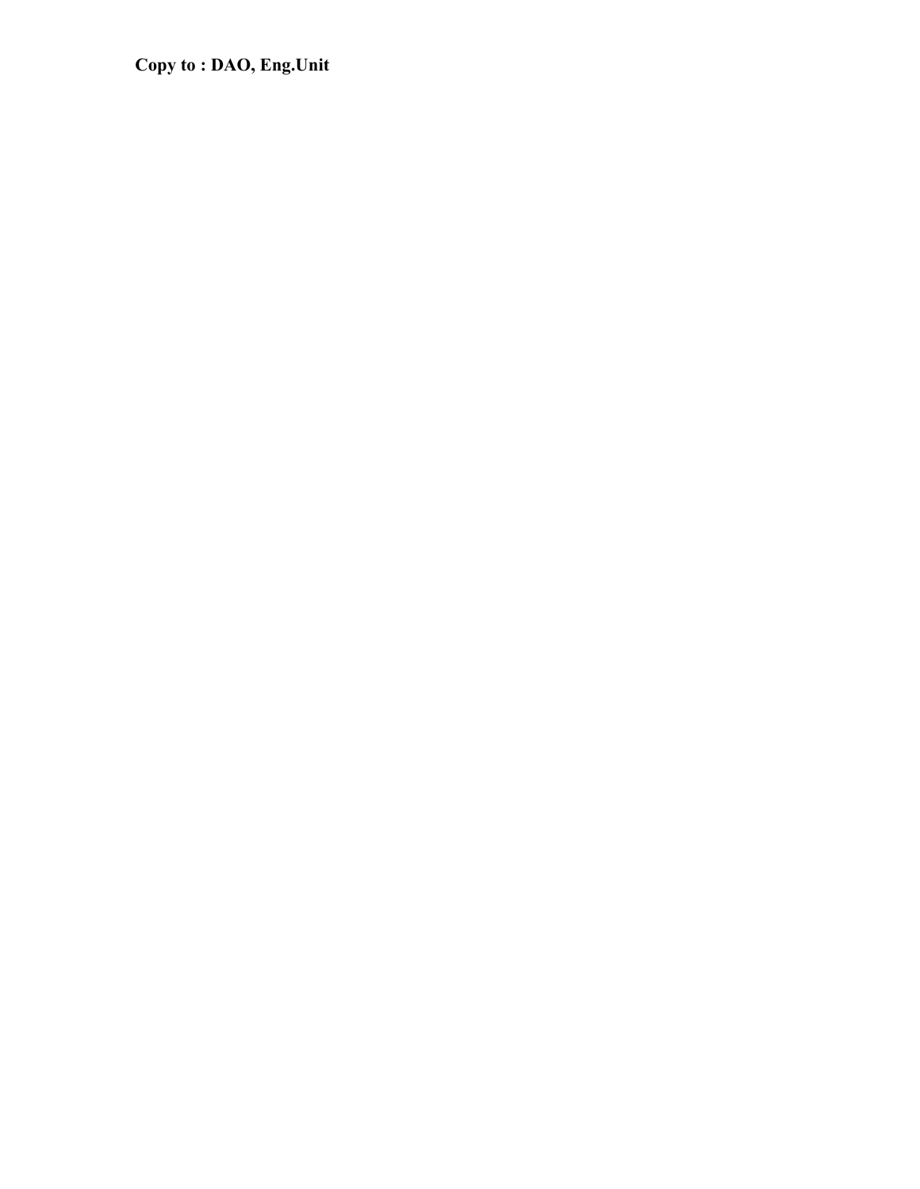**Copy to : DAO, Eng.Unit**